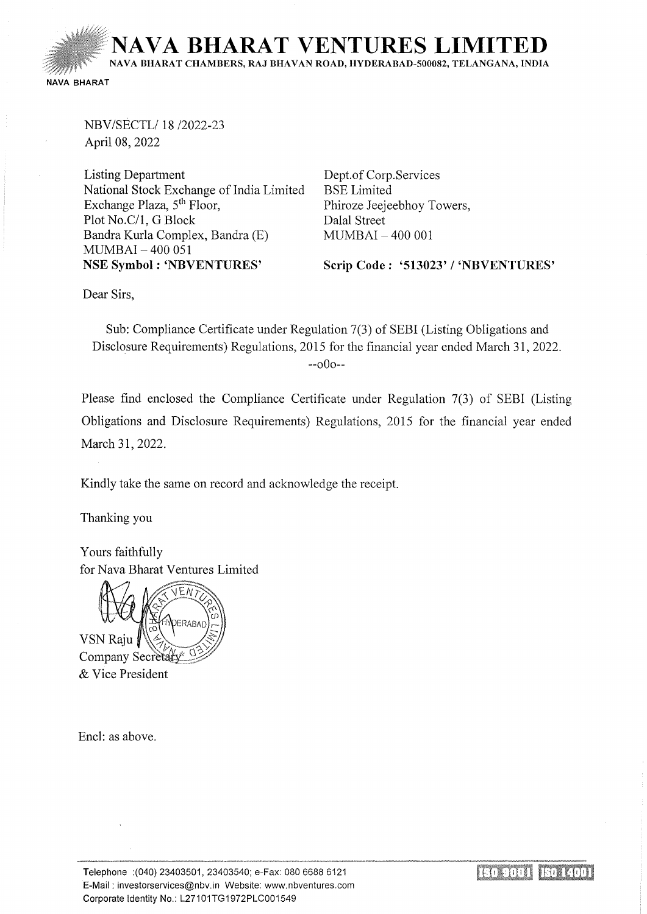# NAVA BHARAT VENTURES LIMITED

NAVA BHARAT CHAMBERS, RAJ BHAVAN ROAD, HYDERABAD-500082, TELANGANA, INDIA

NAVA BHARAT

NBV/SECTL/ 18 /2022-23
April 08, 2022

Listing Department
National Stock Exchange of India Limited
Exchange Plaza, 5th Floor,
Plot No.C/1, G Block
Bandra Kurla Complex, Bandra (E)
MUMBAI – 400 051
**NSE Symbol : 'NBVENTURES'**

Dept.of Corp.Services
BSE Limited
Phiroze Jeejeebhoy Towers,
Dalal Street
MUMBAI – 400 001
**Scrip Code : '513023' / 'NBVENTURES'**

Dear Sirs,

Sub: Compliance Certificate under Regulation 7(3) of SEBI (Listing Obligations and Disclosure Requirements) Regulations, 2015 for the financial year ended March 31, 2022.

--oOo--

Please find enclosed the Compliance Certificate under Regulation 7(3) of SEBI (Listing Obligations and Disclosure Requirements) Regulations, 2015 for the financial year ended March 31, 2022.

Kindly take the same on record and acknowledge the receipt.

Thanking you

Yours faithfully
for Nava Bharat Ventures Limited

VSN Raju
Company Secretary
& Vice President

Encl: as above.

Telephone :(040) 23403501, 23403540; e-Fax: 080 6688 6121
E-Mail : investorservices@nbv.in Website: www.nbventures.com
Corporate Identity No.: L27101TG1972PLC001549

ISO 9001 ISO 14001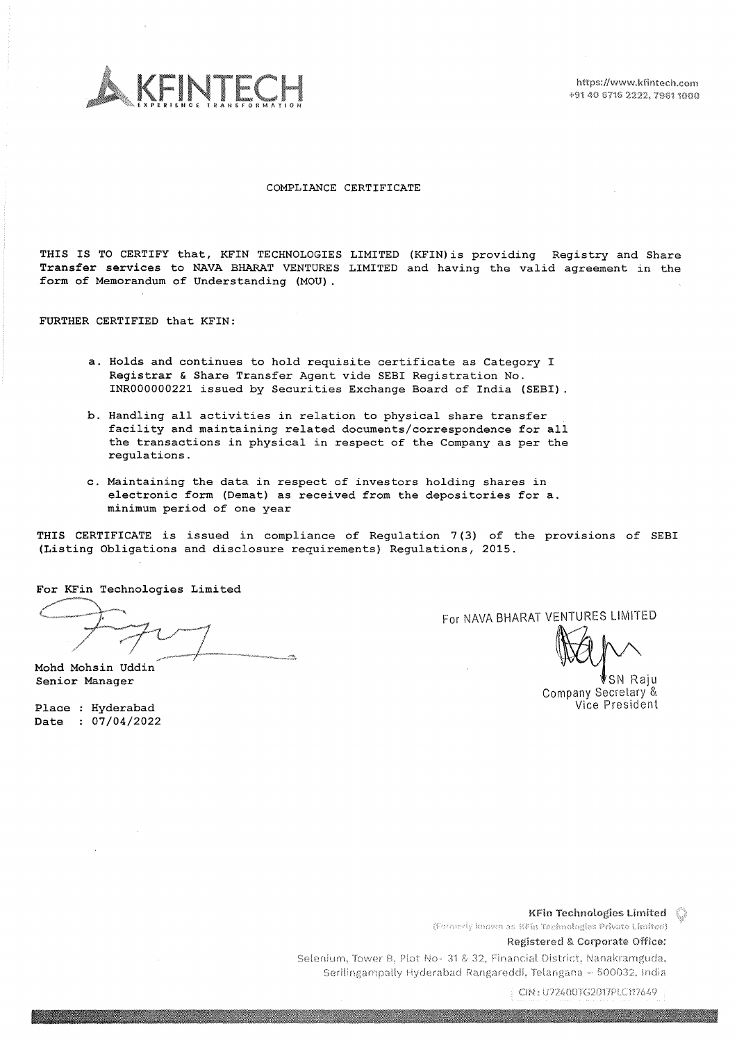KFINTECH
EXPERIENCE TRANSFORMATION

https://www.kfintech.com
+91 40 6716 2222, 7961 1000

# COMPLIANCE CERTIFICATE

THIS IS TO CERTIFY that, KFIN TECHNOLOGIES LIMITED (KFIN) is providing Registry and Share Transfer services to NAVA BHARAT VENTURES LIMITED and having the valid agreement in the form of Memorandum of Understanding (MOU).

FURTHER CERTIFIED that KFIN:

a. Holds and continues to hold requisite certificate as Category I Registrar & Share Transfer Agent vide SEBI Registration No. INR000000221 issued by Securities Exchange Board of India (SEBI).

b. Handling all activities in relation to physical share transfer facility and maintaining related documents/correspondence for all the transactions in physical in respect of the Company as per the regulations.

c. Maintaining the data in respect of investors holding shares in electronic form (Demat) as received from the depositories for a. minimum period of one year

THIS CERTIFICATE is issued in compliance of Regulation 7(3) of the provisions of SEBI (Listing Obligations and disclosure requirements) Regulations, 2015.

For KFin Technologies Limited

Mohd Mohsin Uddin
Senior Manager

Place : Hyderabad
Date : 07/04/2022

For NAVA BHARAT VENTURES LIMITED

VSN Raju
Company Secretary &
Vice President

**KFin Technologies Limited**
(Formerly known as KFin Technologies Private Limited)
Registered & Corporate Office:
Selenium, Tower B, Plot No- 31 & 32, Financial District, Nanakramguda, Serilingampally Hyderabad Rangareddi, Telangana – 500032, India
CIN: U72400TG2017PLC117649